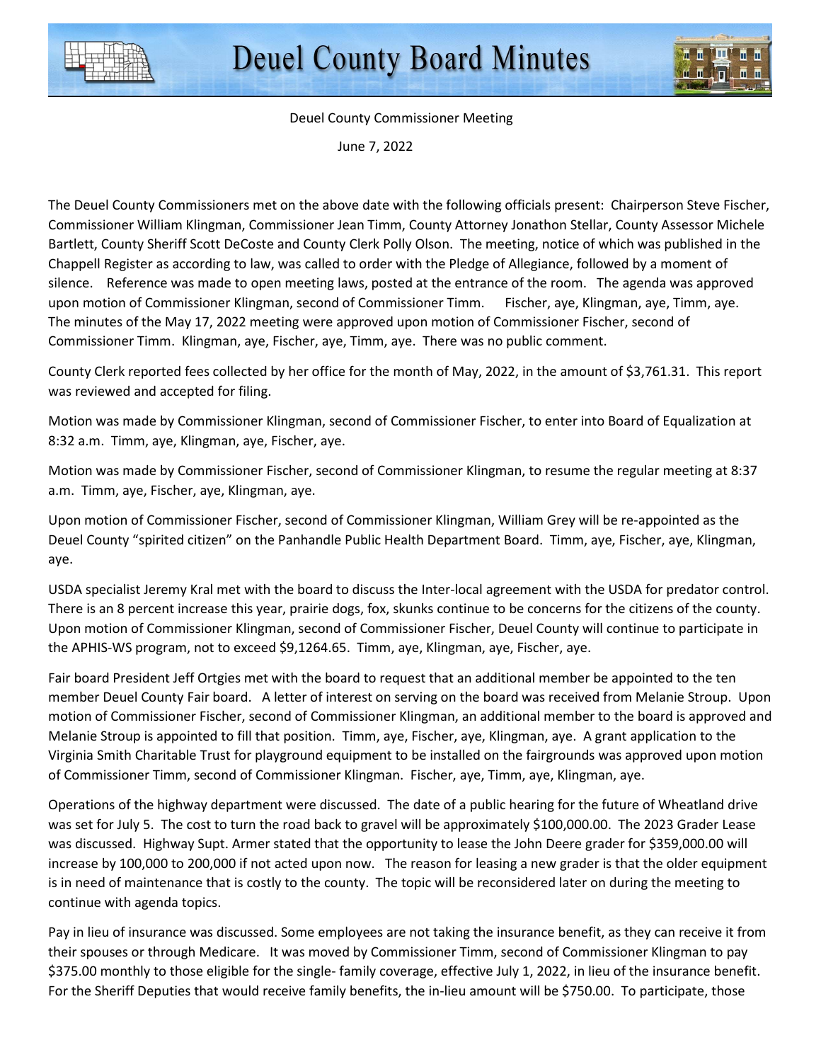# Deuel County Board Minutes

Deuel County Commissioner Meeting

June 7, 2022

The Deuel County Commissioners met on the above date with the following officials present: Chairperson Steve Fischer, Commissioner William Klingman, Commissioner Jean Timm, County Attorney Jonathon Stellar, County Assessor Michele Bartlett, County Sheriff Scott DeCoste and County Clerk Polly Olson. The meeting, notice of which was published in the Chappell Register as according to law, was called to order with the Pledge of Allegiance, followed by a moment of silence. Reference was made to open meeting laws, posted at the entrance of the room. The agenda was approved upon motion of Commissioner Klingman, second of Commissioner Timm. Fischer, aye, Klingman, aye, Timm, aye. The minutes of the May 17, 2022 meeting were approved upon motion of Commissioner Fischer, second of Commissioner Timm. Klingman, aye, Fischer, aye, Timm, aye. There was no public comment.

County Clerk reported fees collected by her office for the month of May, 2022, in the amount of $3,761.31. This report was reviewed and accepted for filing.

Motion was made by Commissioner Klingman, second of Commissioner Fischer, to enter into Board of Equalization at 8:32 a.m. Timm, aye, Klingman, aye, Fischer, aye.

Motion was made by Commissioner Fischer, second of Commissioner Klingman, to resume the regular meeting at 8:37 a.m. Timm, aye, Fischer, aye, Klingman, aye.

Upon motion of Commissioner Fischer, second of Commissioner Klingman, William Grey will be re-appointed as the Deuel County "spirited citizen" on the Panhandle Public Health Department Board. Timm, aye, Fischer, aye, Klingman, aye.

USDA specialist Jeremy Kral met with the board to discuss the Inter-local agreement with the USDA for predator control. There is an 8 percent increase this year, prairie dogs, fox, skunks continue to be concerns for the citizens of the county. Upon motion of Commissioner Klingman, second of Commissioner Fischer, Deuel County will continue to participate in the APHIS-WS program, not to exceed $9,1264.65. Timm, aye, Klingman, aye, Fischer, aye.

Fair board President Jeff Ortgies met with the board to request that an additional member be appointed to the ten member Deuel County Fair board. A letter of interest on serving on the board was received from Melanie Stroup. Upon motion of Commissioner Fischer, second of Commissioner Klingman, an additional member to the board is approved and Melanie Stroup is appointed to fill that position. Timm, aye, Fischer, aye, Klingman, aye. A grant application to the Virginia Smith Charitable Trust for playground equipment to be installed on the fairgrounds was approved upon motion of Commissioner Timm, second of Commissioner Klingman. Fischer, aye, Timm, aye, Klingman, aye.

Operations of the highway department were discussed. The date of a public hearing for the future of Wheatland drive was set for July 5. The cost to turn the road back to gravel will be approximately $100,000.00. The 2023 Grader Lease was discussed. Highway Supt. Armer stated that the opportunity to lease the John Deere grader for $359,000.00 will increase by 100,000 to 200,000 if not acted upon now. The reason for leasing a new grader is that the older equipment is in need of maintenance that is costly to the county. The topic will be reconsidered later on during the meeting to continue with agenda topics.

Pay in lieu of insurance was discussed. Some employees are not taking the insurance benefit, as they can receive it from their spouses or through Medicare. It was moved by Commissioner Timm, second of Commissioner Klingman to pay $375.00 monthly to those eligible for the single- family coverage, effective July 1, 2022, in lieu of the insurance benefit. For the Sheriff Deputies that would receive family benefits, the in-lieu amount will be $750.00. To participate, those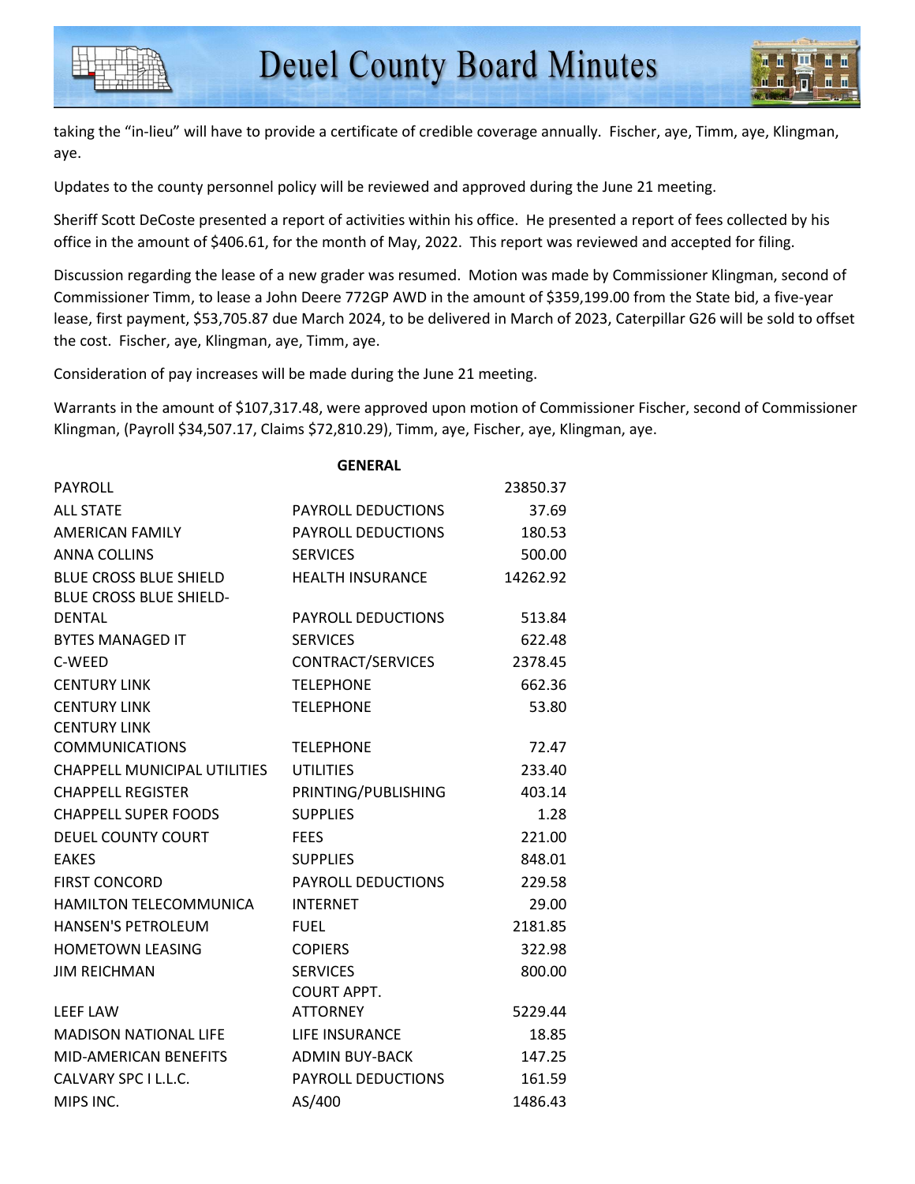taking the "in-lieu" will have to provide a certificate of credible coverage annually. Fischer, aye, Timm, aye, Klingman, aye.

Updates to the county personnel policy will be reviewed and approved during the June 21 meeting.

Sheriff Scott DeCoste presented a report of activities within his office. He presented a report of fees collected by his office in the amount of $406.61, for the month of May, 2022. This report was reviewed and accepted for filing.

Discussion regarding the lease of a new grader was resumed. Motion was made by Commissioner Klingman, second of Commissioner Timm, to lease a John Deere 772GP AWD in the amount of $359,199.00 from the State bid, a five-year lease, first payment, $53,705.87 due March 2024, to be delivered in March of 2023, Caterpillar G26 will be sold to offset the cost. Fischer, aye, Klingman, aye, Timm, aye.

Consideration of pay increases will be made during the June 21 meeting.

Warrants in the amount of $107,317.48, were approved upon motion of Commissioner Fischer, second of Commissioner Klingman, (Payroll $34,507.17, Claims $72,810.29), Timm, aye, Fischer, aye, Klingman, aye.

| | **GENERAL** | |
|---|---|---|
| PAYROLL | | 23850.37 |
| ALL STATE | PAYROLL DEDUCTIONS | 37.69 |
| AMERICAN FAMILY | PAYROLL DEDUCTIONS | 180.53 |
| ANNA COLLINS | SERVICES | 500.00 |
| BLUE CROSS BLUE SHIELD | HEALTH INSURANCE | 14262.92 |
| BLUE CROSS BLUE SHIELD-DENTAL | PAYROLL DEDUCTIONS | 513.84 |
| BYTES MANAGED IT | SERVICES | 622.48 |
| C-WEED | CONTRACT/SERVICES | 2378.45 |
| CENTURY LINK | TELEPHONE | 662.36 |
| CENTURY LINK | TELEPHONE | 53.80 |
| CENTURY LINK COMMUNICATIONS | TELEPHONE | 72.47 |
| CHAPPELL MUNICIPAL UTILITIES | UTILITIES | 233.40 |
| CHAPPELL REGISTER | PRINTING/PUBLISHING | 403.14 |
| CHAPPELL SUPER FOODS | SUPPLIES | 1.28 |
| DEUEL COUNTY COURT | FEES | 221.00 |
| EAKES | SUPPLIES | 848.01 |
| FIRST CONCORD | PAYROLL DEDUCTIONS | 229.58 |
| HAMILTON TELECOMMUNICA | INTERNET | 29.00 |
| HANSEN'S PETROLEUM | FUEL | 2181.85 |
| HOMETOWN LEASING | COPIERS | 322.98 |
| JIM REICHMAN | SERVICES | 800.00 |
| LEEF LAW | COURT APPT. ATTORNEY | 5229.44 |
| MADISON NATIONAL LIFE | LIFE INSURANCE | 18.85 |
| MID-AMERICAN BENEFITS | ADMIN BUY-BACK | 147.25 |
| CALVARY SPC I L.L.C. | PAYROLL DEDUCTIONS | 161.59 |
| MIPS INC. | AS/400 | 1486.43 |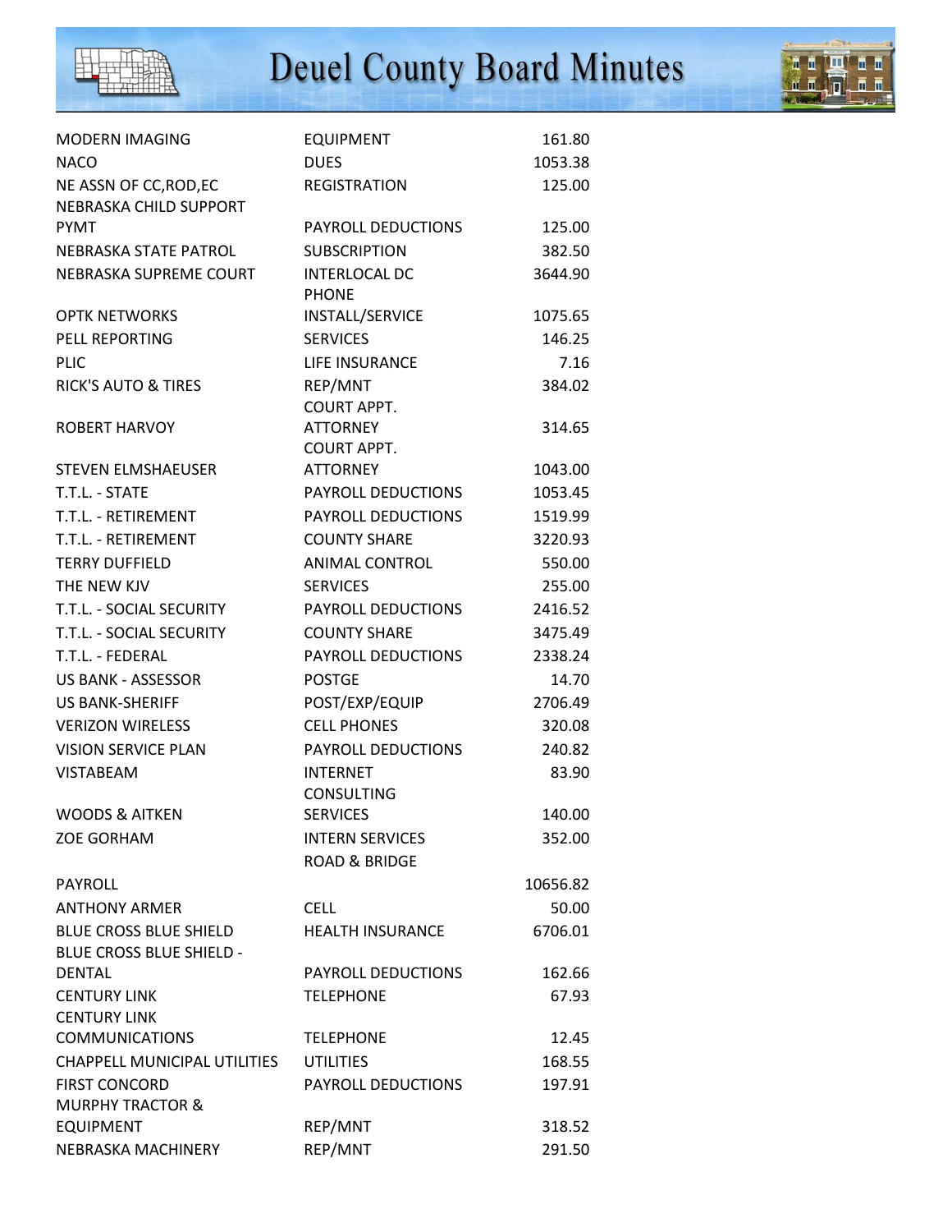| | | |
|---|---|---|
| MODERN IMAGING | EQUIPMENT | 161.80 |
| NACO | DUES | 1053.38 |
| NE ASSN OF CC,ROD,EC | REGISTRATION | 125.00 |
| NEBRASKA CHILD SUPPORT PYMT | PAYROLL DEDUCTIONS | 125.00 |
| NEBRASKA STATE PATROL | SUBSCRIPTION | 382.50 |
| NEBRASKA SUPREME COURT | INTERLOCAL DC | 3644.90 |
| OPTK NETWORKS | PHONE INSTALL/SERVICE | 1075.65 |
| PELL REPORTING | SERVICES | 146.25 |
| PLIC | LIFE INSURANCE | 7.16 |
| RICK'S AUTO & TIRES | REP/MNT | 384.02 |
| ROBERT HARVOY | COURT APPT. ATTORNEY | 314.65 |
| STEVEN ELMSHAEUSER | COURT APPT. ATTORNEY | 1043.00 |
| T.T.L. - STATE | PAYROLL DEDUCTIONS | 1053.45 |
| T.T.L. - RETIREMENT | PAYROLL DEDUCTIONS | 1519.99 |
| T.T.L. - RETIREMENT | COUNTY SHARE | 3220.93 |
| TERRY DUFFIELD | ANIMAL CONTROL | 550.00 |
| THE NEW KJV | SERVICES | 255.00 |
| T.T.L. - SOCIAL SECURITY | PAYROLL DEDUCTIONS | 2416.52 |
| T.T.L. - SOCIAL SECURITY | COUNTY SHARE | 3475.49 |
| T.T.L. - FEDERAL | PAYROLL DEDUCTIONS | 2338.24 |
| US BANK - ASSESSOR | POSTGE | 14.70 |
| US BANK-SHERIFF | POST/EXP/EQUIP | 2706.49 |
| VERIZON WIRELESS | CELL PHONES | 320.08 |
| VISION SERVICE PLAN | PAYROLL DEDUCTIONS | 240.82 |
| VISTABEAM | INTERNET | 83.90 |
| WOODS & AITKEN | CONSULTING SERVICES | 140.00 |
| ZOE GORHAM | INTERN SERVICES | 352.00 |
| | ROAD & BRIDGE | |
| PAYROLL | | 10656.82 |
| ANTHONY ARMER | CELL | 50.00 |
| BLUE CROSS BLUE SHIELD | HEALTH INSURANCE | 6706.01 |
| BLUE CROSS BLUE SHIELD - DENTAL | PAYROLL DEDUCTIONS | 162.66 |
| CENTURY LINK | TELEPHONE | 67.93 |
| CENTURY LINK COMMUNICATIONS | TELEPHONE | 12.45 |
| CHAPPELL MUNICIPAL UTILITIES | UTILITIES | 168.55 |
| FIRST CONCORD | PAYROLL DEDUCTIONS | 197.91 |
| MURPHY TRACTOR & EQUIPMENT | REP/MNT | 318.52 |
| NEBRASKA MACHINERY | REP/MNT | 291.50 |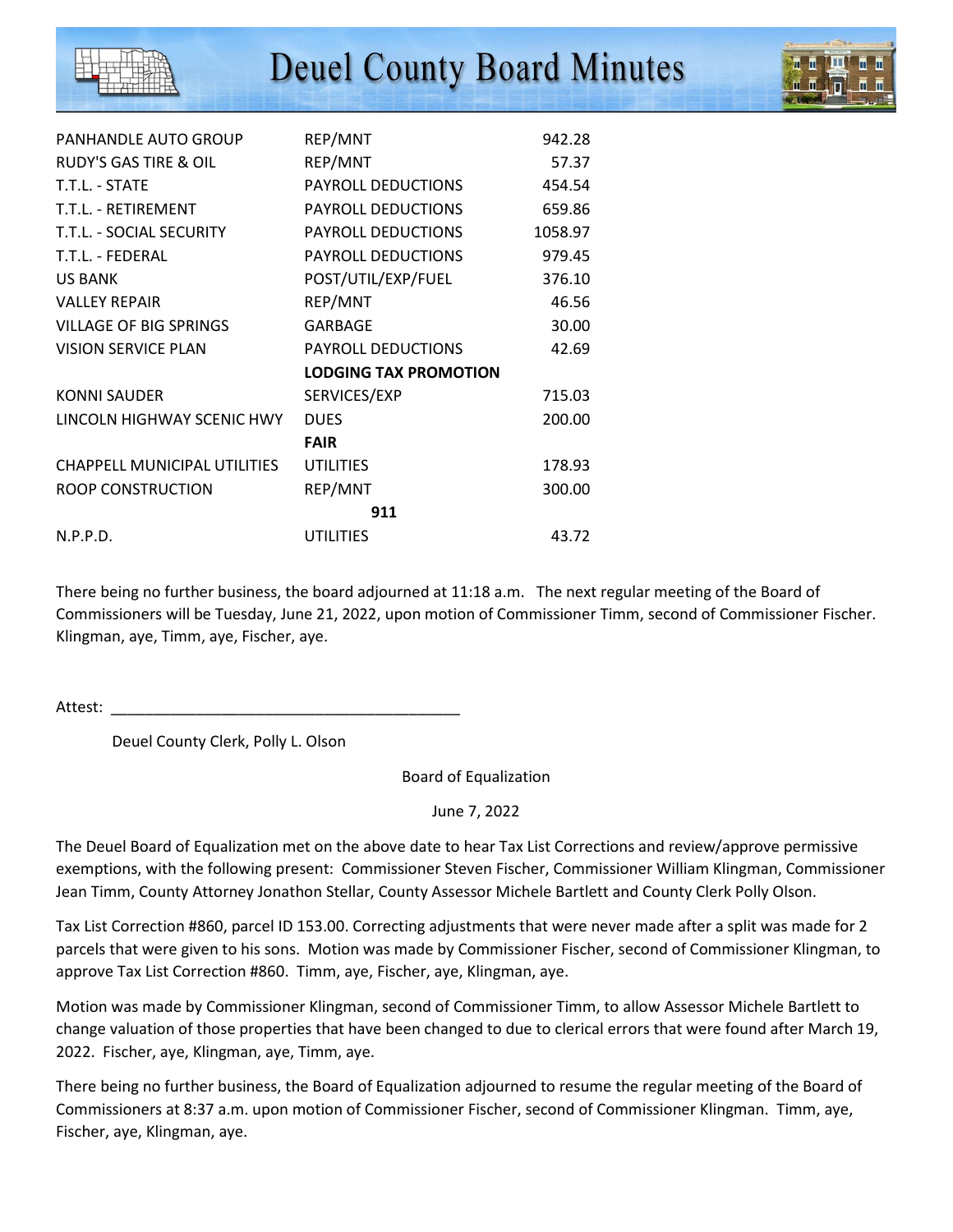| | | |
|---|---|---|
| PANHANDLE AUTO GROUP | REP/MNT | 942.28 |
| RUDY'S GAS TIRE & OIL | REP/MNT | 57.37 |
| T.T.L. - STATE | PAYROLL DEDUCTIONS | 454.54 |
| T.T.L. - RETIREMENT | PAYROLL DEDUCTIONS | 659.86 |
| T.T.L. - SOCIAL SECURITY | PAYROLL DEDUCTIONS | 1058.97 |
| T.T.L. - FEDERAL | PAYROLL DEDUCTIONS | 979.45 |
| US BANK | POST/UTIL/EXP/FUEL | 376.10 |
| VALLEY REPAIR | REP/MNT | 46.56 |
| VILLAGE OF BIG SPRINGS | GARBAGE | 30.00 |
| VISION SERVICE PLAN | PAYROLL DEDUCTIONS | 42.69 |
| | **LODGING TAX PROMOTION** | |
| KONNI SAUDER | SERVICES/EXP | 715.03 |
| LINCOLN HIGHWAY SCENIC HWY | DUES | 200.00 |
| | **FAIR** | |
| CHAPPELL MUNICIPAL UTILITIES | UTILITIES | 178.93 |
| ROOP CONSTRUCTION | REP/MNT | 300.00 |
| | **911** | |
| N.P.P.D. | UTILITIES | 43.72 |

There being no further business, the board adjourned at 11:18 a.m. The next regular meeting of the Board of Commissioners will be Tuesday, June 21, 2022, upon motion of Commissioner Timm, second of Commissioner Fischer. Klingman, aye, Timm, aye, Fischer, aye.

Attest: ________________________________________

Deuel County Clerk, Polly L. Olson

Board of Equalization

June 7, 2022

The Deuel Board of Equalization met on the above date to hear Tax List Corrections and review/approve permissive exemptions, with the following present: Commissioner Steven Fischer, Commissioner William Klingman, Commissioner Jean Timm, County Attorney Jonathon Stellar, County Assessor Michele Bartlett and County Clerk Polly Olson.

Tax List Correction #860, parcel ID 153.00. Correcting adjustments that were never made after a split was made for 2 parcels that were given to his sons. Motion was made by Commissioner Fischer, second of Commissioner Klingman, to approve Tax List Correction #860. Timm, aye, Fischer, aye, Klingman, aye.

Motion was made by Commissioner Klingman, second of Commissioner Timm, to allow Assessor Michele Bartlett to change valuation of those properties that have been changed to due to clerical errors that were found after March 19, 2022. Fischer, aye, Klingman, aye, Timm, aye.

There being no further business, the Board of Equalization adjourned to resume the regular meeting of the Board of Commissioners at 8:37 a.m. upon motion of Commissioner Fischer, second of Commissioner Klingman. Timm, aye, Fischer, aye, Klingman, aye.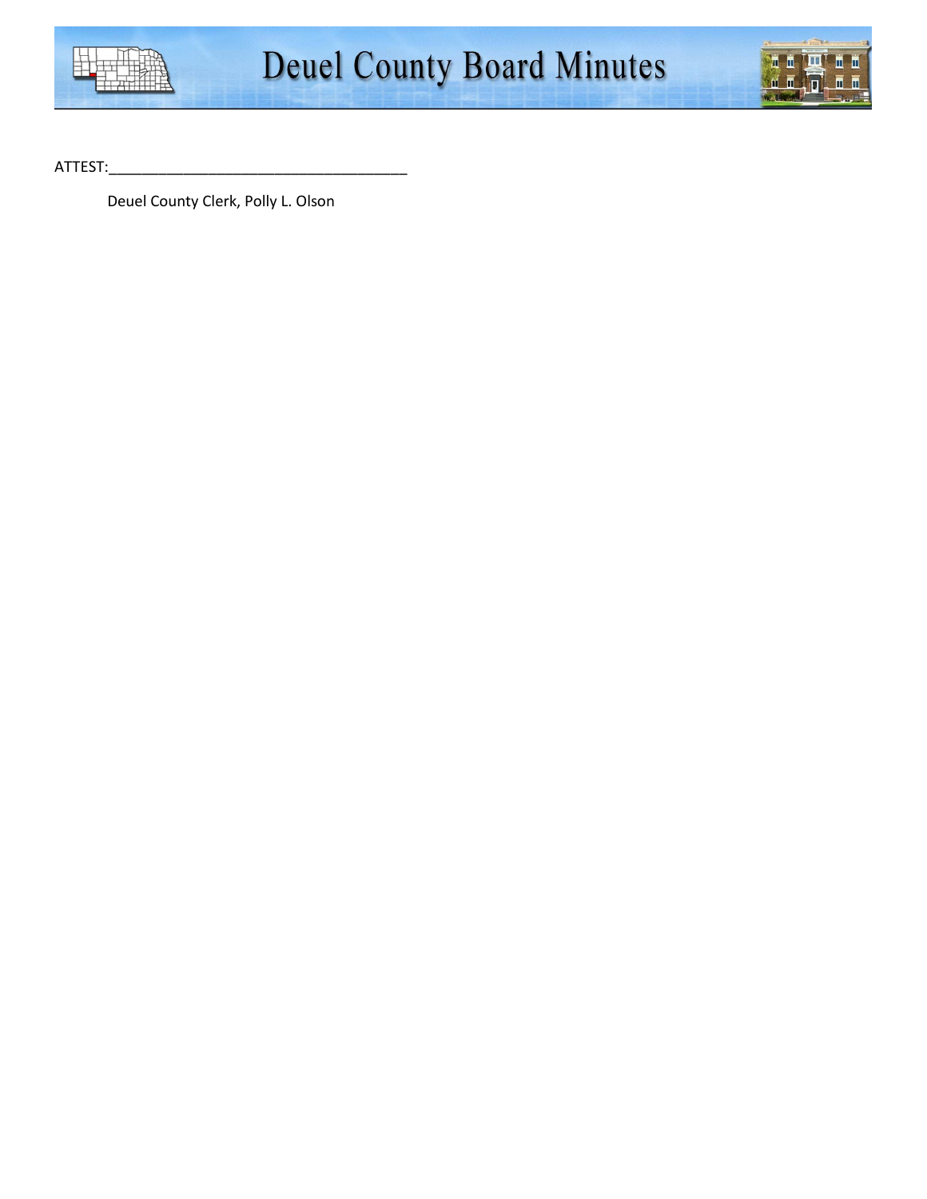ATTEST:_____________________________________

Deuel County Clerk, Polly L. Olson